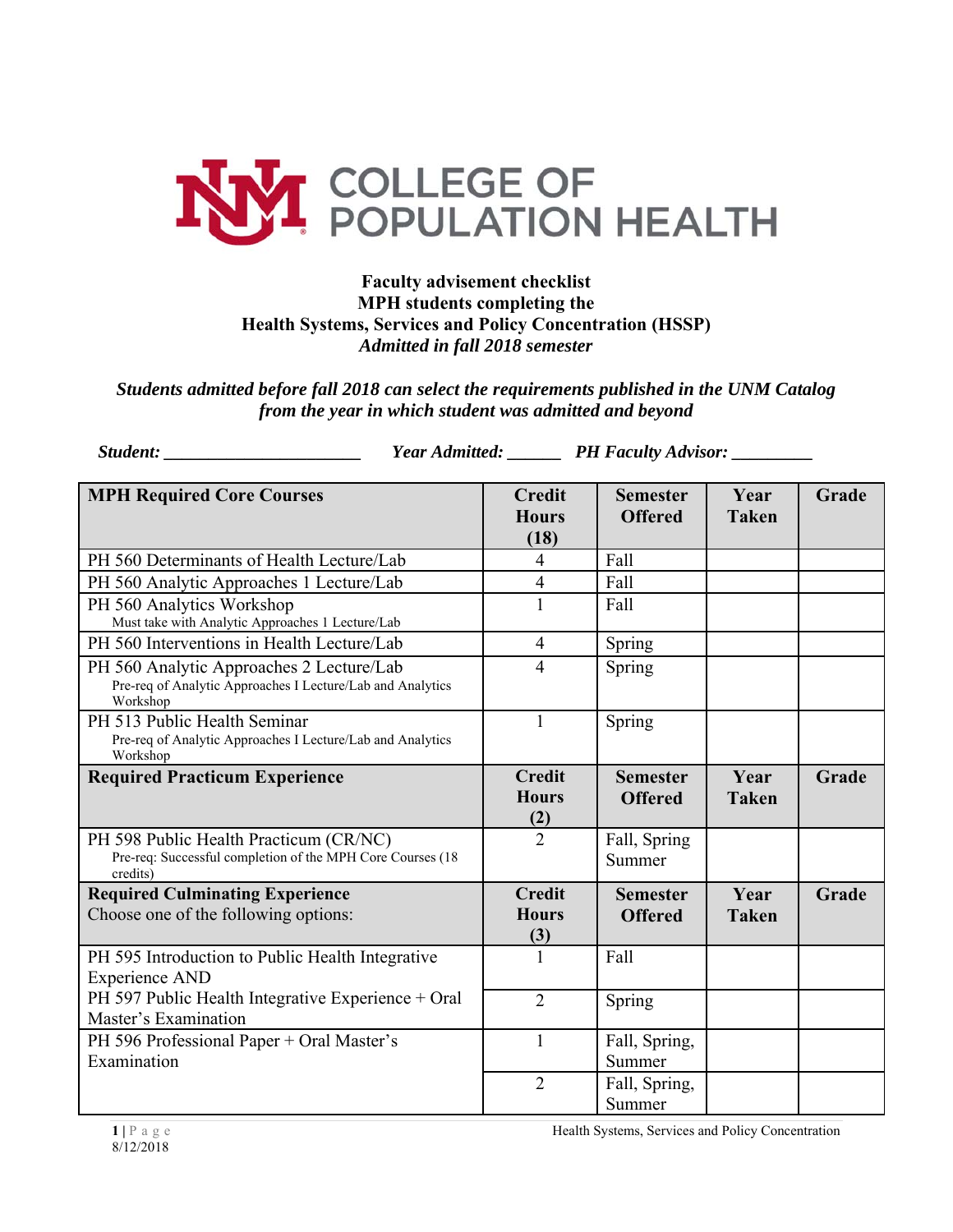# COLLEGE OF POPULATION HEALTH

**Faculty advisement checklist**
**MPH students completing the**
**Health Systems, Services and Policy Concentration (HSSP)**
***Admitted in fall 2018 semester***

***Students admitted before fall 2018 can select the requirements published in the UNM Catalog from the year in which student was admitted and beyond***

***Student:*** ______________________ ***Year Admitted:*** ______ ***PH Faculty Advisor:*** _________

| **MPH Required Core Courses** | **Credit Hours (18)** | **Semester Offered** | **Year Taken** | **Grade** |
|---|---|---|---|---|
| PH 560 Determinants of Health Lecture/Lab | 4 | Fall | | |
| PH 560 Analytic Approaches 1 Lecture/Lab | 4 | Fall | | |
| PH 560 Analytics Workshop<br>Must take with Analytic Approaches 1 Lecture/Lab | 1 | Fall | | |
| PH 560 Interventions in Health Lecture/Lab | 4 | Spring | | |
| PH 560 Analytic Approaches 2 Lecture/Lab<br>Pre-req of Analytic Approaches I Lecture/Lab and Analytics Workshop | 4 | Spring | | |
| PH 513 Public Health Seminar<br>Pre-req of Analytic Approaches I Lecture/Lab and Analytics Workshop | 1 | Spring | | |
| **Required Practicum Experience** | **Credit Hours (2)** | **Semester Offered** | **Year Taken** | **Grade** |
| PH 598 Public Health Practicum (CR/NC)<br>Pre-req: Successful completion of the MPH Core Courses (18 credits) | 2 | Fall, Spring Summer | | |
| **Required Culminating Experience**<br>Choose one of the following options: | **Credit Hours (3)** | **Semester Offered** | **Year Taken** | **Grade** |
| PH 595 Introduction to Public Health Integrative Experience AND | 1 | Fall | | |
| PH 597 Public Health Integrative Experience + Oral Master's Examination | 2 | Spring | | |
| PH 596 Professional Paper + Oral Master's Examination | 1 | Fall, Spring, Summer | | |
| | 2 | Fall, Spring, Summer | | |

8/12/2018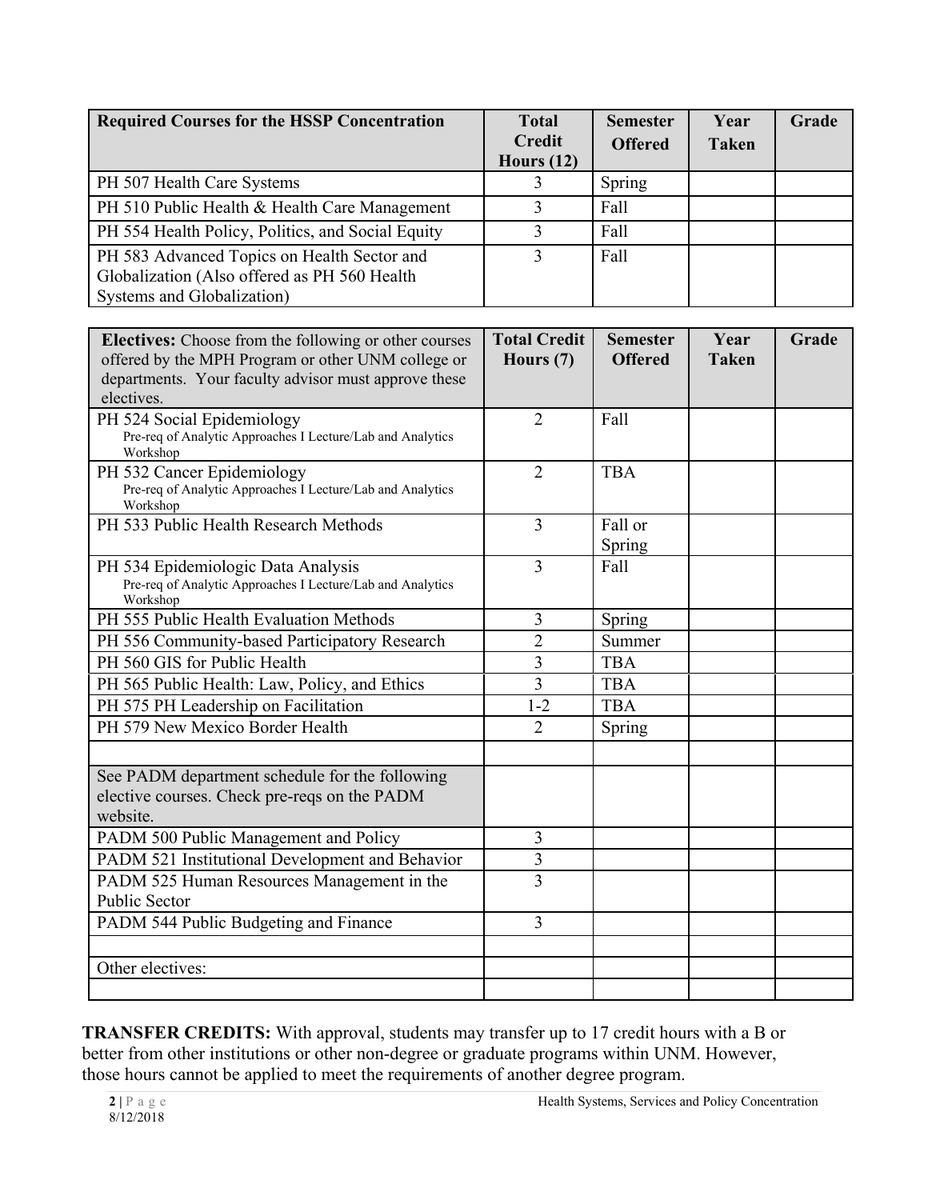| Required Courses for the HSSP Concentration | Total Credit Hours (12) | Semester Offered | Year Taken | Grade |
|---|---|---|---|---|
| PH 507 Health Care Systems | 3 | Spring | | |
| PH 510 Public Health & Health Care Management | 3 | Fall | | |
| PH 554 Health Policy, Politics, and Social Equity | 3 | Fall | | |
| PH 583 Advanced Topics on Health Sector and Globalization (Also offered as PH 560 Health Systems and Globalization) | 3 | Fall | | |

| **Electives:** Choose from the following or other courses offered by the MPH Program or other UNM college or departments. Your faculty advisor must approve these electives. | Total Credit Hours (7) | Semester Offered | Year Taken | Grade |
|---|---|---|---|---|
| PH 524 Social Epidemiology<br>Pre-req of Analytic Approaches I Lecture/Lab and Analytics Workshop | 2 | Fall | | |
| PH 532 Cancer Epidemiology<br>Pre-req of Analytic Approaches I Lecture/Lab and Analytics Workshop | 2 | TBA | | |
| PH 533 Public Health Research Methods | 3 | Fall or Spring | | |
| PH 534 Epidemiologic Data Analysis<br>Pre-req of Analytic Approaches I Lecture/Lab and Analytics Workshop | 3 | Fall | | |
| PH 555 Public Health Evaluation Methods | 3 | Spring | | |
| PH 556 Community-based Participatory Research | 2 | Summer | | |
| PH 560 GIS for Public Health | 3 | TBA | | |
| PH 565 Public Health: Law, Policy, and Ethics | 3 | TBA | | |
| PH 575 PH Leadership on Facilitation | 1-2 | TBA | | |
| PH 579 New Mexico Border Health | 2 | Spring | | |
| | | | | |
| See PADM department schedule for the following elective courses. Check pre-reqs on the PADM website. | | | | |
| PADM 500 Public Management and Policy | 3 | | | |
| PADM 521 Institutional Development and Behavior | 3 | | | |
| PADM 525 Human Resources Management in the Public Sector | 3 | | | |
| PADM 544 Public Budgeting and Finance | 3 | | | |
| | | | | |
| Other electives: | | | | |
| | | | | |

**TRANSFER CREDITS:** With approval, students may transfer up to 17 credit hours with a B or better from other institutions or other non-degree or graduate programs within UNM. However, those hours cannot be applied to meet the requirements of another degree program.